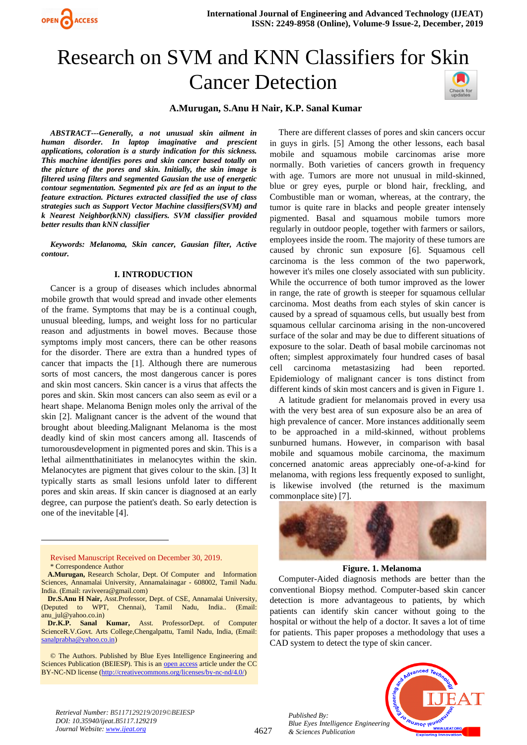# Research on SVM and KNN Classifiers for Skin Cancer Detection

**A.Murugan, S.Anu H Nair, K.P. Sanal Kumar**

***ABSTRACT---Generally, a not unusual skin ailment in human disorder. In laptop imaginative and prescient applications, coloration is a sturdy indication for this sickness. This machine identifies pores and skin cancer based totally on the picture of the pores and skin. Initially, the skin image is filtered using filters and segmented Gausian the use of energetic contour segmentation. Segmented pix are fed as an input to the feature extraction. Pictures extracted classified the use of class strategies such as Support Vector Machine classifiers(SVM) and k Nearest Neighbor(kNN) classifiers. SVM classifier provided better results than kNN classifier***

***Keywords: Melanoma, Skin cancer, Gausian filter, Active contour.***

## I. INTRODUCTION

Cancer is a group of diseases which includes abnormal mobile growth that would spread and invade other elements of the frame. Symptoms that may be is a continual cough, unusual bleeding, lumps, and weight loss for no particular reason and adjustments in bowel moves. Because those symptoms imply most cancers, there can be other reasons for the disorder. There are extra than a hundred types of cancer that impacts the [1]. Although there are numerous sorts of most cancers, the most dangerous cancer is pores and skin most cancers. Skin cancer is a virus that affects the pores and skin. Skin most cancers can also seem as evil or a heart shape. Melanoma Benign moles only the arrival of the skin [2]. Malignant cancer is the advent of the wound that brought about bleeding.Malignant Melanoma is the most deadly kind of skin most cancers among all. Itascends of tumorousdevelopment in pigmented pores and skin. This is a lethal ailmentthatinitiates in melanocytes within the skin. Melanocytes are pigment that gives colour to the skin. [3] It typically starts as small lesions unfold later to different pores and skin areas. If skin cancer is diagnosed at an early degree, can purpose the patient's death. So early detection is one of the inevitable [4].

There are different classes of pores and skin cancers occur in guys in girls. [5] Among the other lessons, each basal mobile and squamous mobile carcinomas arise more normally. Both varieties of cancers growth in frequency with age. Tumors are more not unusual in mild-skinned, blue or grey eyes, purple or blond hair, freckling, and Combustible man or woman, whereas, at the contrary, the tumor is quite rare in blacks and people greater intensely pigmented. Basal and squamous mobile tumors more regularly in outdoor people, together with farmers or sailors, employees inside the room. The majority of these tumors are caused by chronic sun exposure [6]. Squamous cell carcinoma is the less common of the two paperwork, however it's miles one closely associated with sun publicity. While the occurrence of both tumor improved as the lower in range, the rate of growth is steeper for squamous cellular carcinoma. Most deaths from each styles of skin cancer is caused by a spread of squamous cells, but usually best from squamous cellular carcinoma arising in the non-uncovered surface of the solar and may be due to different situations of exposure to the solar. Death of basal mobile carcinomas not often; simplest approximately four hundred cases of basal cell carcinoma metastasizing had been reported. Epidemiology of malignant cancer is tons distinct from different kinds of skin most cancers and is given in Figure 1.

A latitude gradient for melanomais proved in every usa with the very best area of sun exposure also be an area of high prevalence of cancer. More instances additionally seem to be approached in a mild-skinned, without problems sunburned humans. However, in comparison with basal mobile and squamous mobile carcinoma, the maximum concerned anatomic areas appreciably one-of-a-kind for melanoma, with regions less frequently exposed to sunlight, is likewise involved (the returned is the maximum commonplace site) [7].

**Figure. 1. Melanoma**

Computer-Aided diagnosis methods are better than the conventional Biopsy method. Computer-based skin cancer detection is more advantageous to patients, by which patients can identify skin cancer without going to the hospital or without the help of a doctor. It saves a lot of time for patients. This paper proposes a methodology that uses a CAD system to detect the type of skin cancer.

---

Revised Manuscript Received on December 30, 2019.

\* Correspondence Author

**A.Murugan,** Research Scholar, Dept. Of Computer and Information Sciences, Annamalai University, Annamalainagar - 608002, Tamil Nadu. India. (Email: raviveera@gmail.com)

**Dr.S.Anu H Nair,** Asst.Professor, Dept. of CSE, Annamalai University, (Deputed to WPT, Chennai), Tamil Nadu, India.. (Email: anu_jul@yahoo.co.in)

**Dr.K.P. Sanal Kumar,** Asst. ProfessorDept. of Computer ScienceR.V.Govt. Arts College,Chengalpattu, Tamil Nadu, India, (Email: sanalprabha@yahoo.co.in)

© The Authors. Published by Blue Eyes Intelligence Engineering and Sciences Publication (BEIESP). This is an open access article under the CC BY-NC-ND license (http://creativecommons.org/licenses/by-nc-nd/4.0/)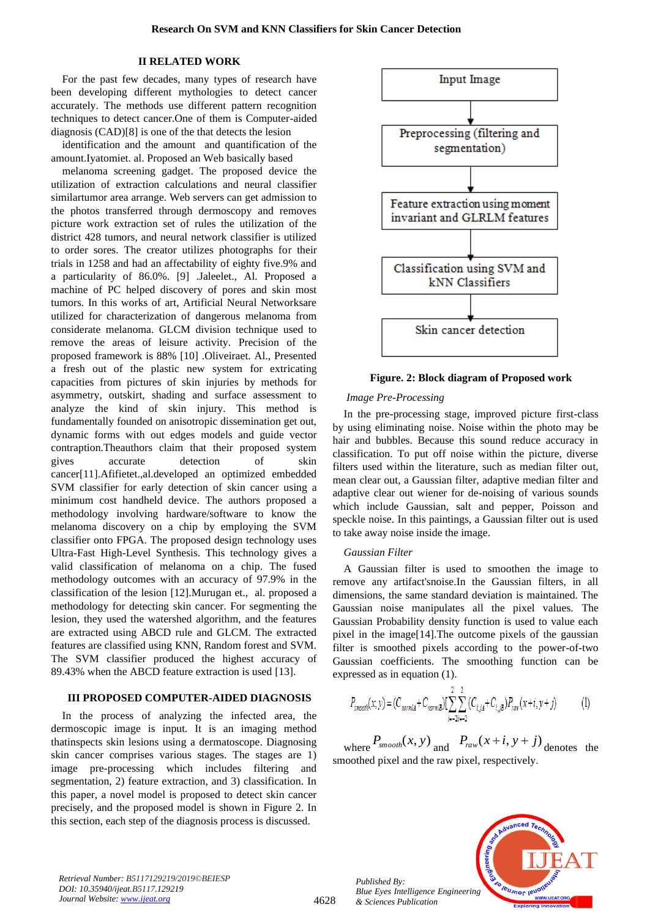## II RELATED WORK

For the past few decades, many types of research have been developing different mythologies to detect cancer accurately. The methods use different pattern recognition techniques to detect cancer.One of them is Computer-aided diagnosis (CAD)[8] is one of the that detects the lesion

identification and the amount and quantification of the amount.Iyatomiet. al. Proposed an Web basically based

melanoma screening gadget. The proposed device the utilization of extraction calculations and neural classifier similartumor area arrange. Web servers can get admission to the photos transferred through dermoscopy and removes picture work extraction set of rules the utilization of the district 428 tumors, and neural network classifier is utilized to order sores. The creator utilizes photographs for their trials in 1258 and had an affectability of eighty five.9% and a particularity of 86.0%. [9] .Jaleelet., Al. Proposed a machine of PC helped discovery of pores and skin most tumors. In this works of art, Artificial Neural Networksare utilized for characterization of dangerous melanoma from considerate melanoma. GLCM division technique used to remove the areas of leisure activity. Precision of the proposed framework is 88% [10] .Oliveiraet. Al., Presented a fresh out of the plastic new system for extricating capacities from pictures of skin injuries by methods for asymmetry, outskirt, shading and surface assessment to analyze the kind of skin injury. This method is fundamentally founded on anisotropic dissemination get out, dynamic forms with out edges models and guide vector contraption.Theauthors claim that their proposed system gives accurate detection of skin cancer[11].Afifietet.,al.developed an optimized embedded SVM classifier for early detection of skin cancer using a minimum cost handheld device. The authors proposed a methodology involving hardware/software to know the melanoma discovery on a chip by employing the SVM classifier onto FPGA. The proposed design technology uses Ultra-Fast High-Level Synthesis. This technology gives a valid classification of melanoma on a chip. The fused methodology outcomes with an accuracy of 97.9% in the classification of the lesion [12].Murugan et., al. proposed a methodology for detecting skin cancer. For segmenting the lesion, they used the watershed algorithm, and the features are extracted using ABCD rule and GLCM. The extracted features are classified using KNN, Random forest and SVM. The SVM classifier produced the highest accuracy of 89.43% when the ABCD feature extraction is used [13].

## III PROPOSED COMPUTER-AIDED DIAGNOSIS

In the process of analyzing the infected area, the dermoscopic image is input. It is an imaging method thatinspects skin lesions using a dermatoscope. Diagnosing skin cancer comprises various stages. The stages are 1) image pre-processing which includes filtering and segmentation, 2) feature extraction, and 3) classification. In this paper, a novel model is proposed to detect skin cancer precisely, and the proposed model is shown in Figure 2. In this section, each step of the diagnosis process is discussed.

Input Image → Preprocessing (filtering and segmentation) → Feature extraction using moment invariant and GLRLM features → Classification using SVM and kNN Classifiers → Skin cancer detection

**Figure. 2: Block diagram of Proposed work**

*Image Pre-Processing*

In the pre-processing stage, improved picture first-class by using eliminating noise. Noise within the photo may be hair and bubbles. Because this sound reduce accuracy in classification. To put off noise within the picture, diverse filters used within the literature, such as median filter out, mean clear out, a Gaussian filter, adaptive median filter and adaptive clear out wiener for de-noising of various sounds which include Gaussian, salt and pepper, Poisson and speckle noise. In this paintings, a Gaussian filter out is used to take away noise inside the image.

*Gaussian Filter*

A Gaussian filter is used to smoothen the image to remove any artifact'snoise.In the Gaussian filters, in all dimensions, the same standard deviation is maintained. The Gaussian noise manipulates all the pixel values. The Gaussian Probability density function is used to value each pixel in the image[14].The outcome pixels of the gaussian filter is smoothed pixels according to the power-of-two Gaussian coefficients. The smoothing function can be expressed as in equation (1).

$$P_{smooth}(x,y) = (C_{norml4} + C_{normlB})\left[\sum_{i=-2}^{2}\sum_{j=-2}^{2}(C_{i,jA} + C_{i,jB})P_{raw}(x+i, y+j)\right] \quad (1)$$

where $P_{smooth}(x, y)$ and $P_{raw}(x+i, y+j)$ denotes the smoothed pixel and the raw pixel, respectively.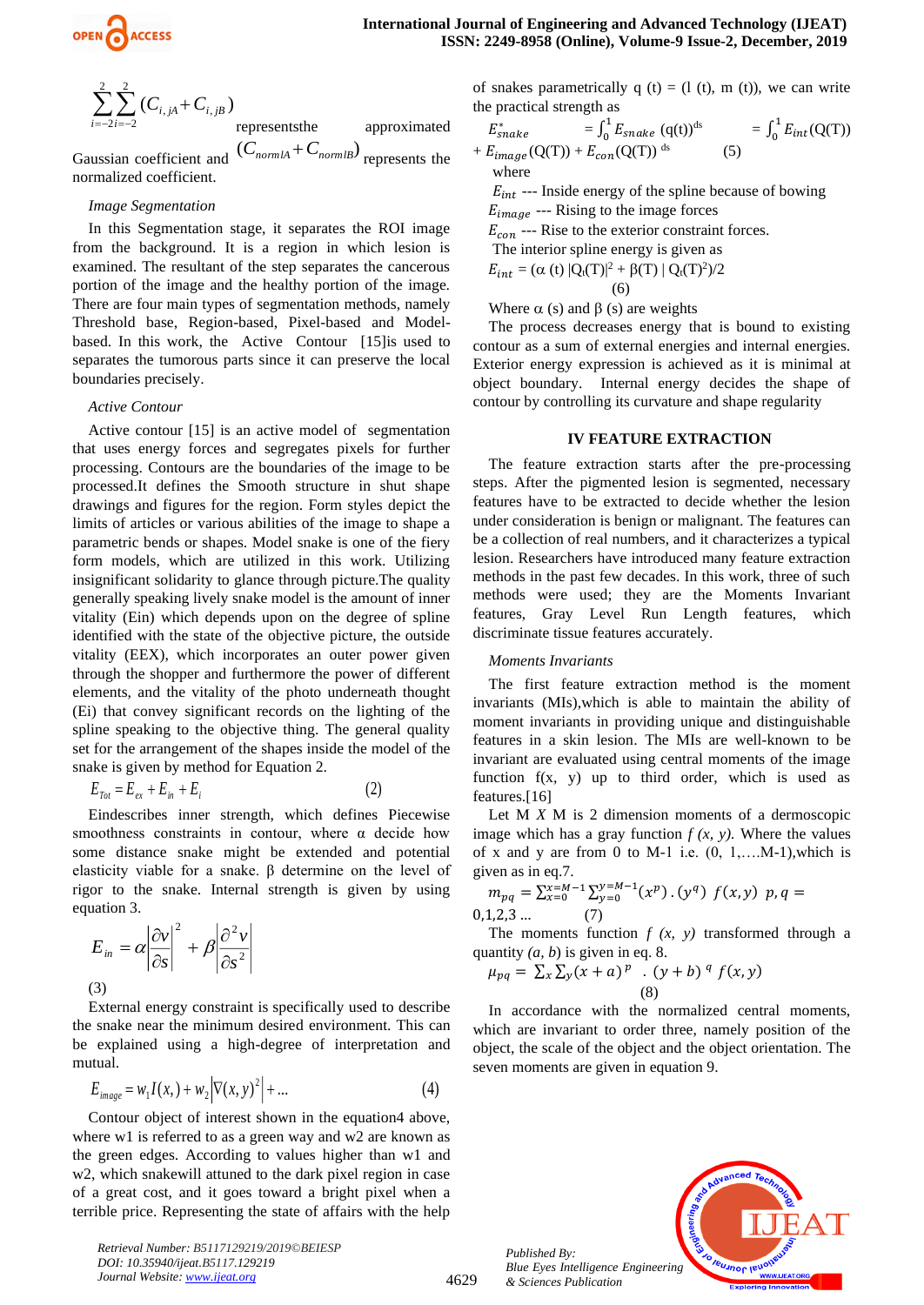$\sum_{i=-2}^{2}\sum_{i=-2}^{2}(C_{i,jA}+C_{i,jB})$ representsthe approximated Gaussian coefficient and $(C_{normlA}+C_{normlB})$ represents the normalized coefficient.

*Image Segmentation*

In this Segmentation stage, it separates the ROI image from the background. It is a region in which lesion is examined. The resultant of the step separates the cancerous portion of the image and the healthy portion of the image. There are four main types of segmentation methods, namely Threshold base, Region-based, Pixel-based and Model-based. In this work, the Active Contour [15]is used to separates the tumorous parts since it can preserve the local boundaries precisely.

*Active Contour*

Active contour [15] is an active model of segmentation that uses energy forces and segregates pixels for further processing. Contours are the boundaries of the image to be processed.It defines the Smooth structure in shut shape drawings and figures for the region. Form styles depict the limits of articles or various abilities of the image to shape a parametric bends or shapes. Model snake is one of the fiery form models, which are utilized in this work. Utilizing insignificant solidarity to glance through picture.The quality generally speaking lively snake model is the amount of inner vitality (Ein) which depends upon on the degree of spline identified with the state of the objective picture, the outside vitality (EEX), which incorporates an outer power given through the shopper and furthermore the power of different elements, and the vitality of the photo underneath thought (Ei) that convey significant records on the lighting of the spline speaking to the objective thing. The general quality set for the arrangement of the shapes inside the model of the snake is given by method for Equation 2.

$$E_{Tot}=E_{ex}+E_{in}+E_{i} \quad (2)$$

Eindescribes inner strength, which defines Piecewise smoothness constraints in contour, where α decide how some distance snake might be extended and potential elasticity viable for a snake. β determine on the level of rigor to the snake. Internal strength is given by using equation 3.

$$E_{in}=\alpha\left|\frac{\partial v}{\partial s}\right|^{2}+\beta\left|\frac{\partial^{2} v}{\partial s^{2}}\right| \quad (3)$$

External energy constraint is specifically used to describe the snake near the minimum desired environment. This can be explained using a high-degree of interpretation and mutual.

$$E_{image}=w_{1}I(x,)+w_{2}\left|\nabla(x,y)^{2}\right|+... \quad (4)$$

Contour object of interest shown in the equation4 above, where w1 is referred to as a green way and w2 are known as the green edges. According to values higher than w1 and w2, which snakewill attuned to the dark pixel region in case of a great cost, and it goes toward a bright pixel when a terrible price. Representing the state of affairs with the help of snakes parametrically q (t) = (l (t), m (t)), we can write the practical strength as

$$E^{*}_{snake} = \int_{0}^{1} E_{snake}\,(q(t))^{ds} = \int_{0}^{1} E_{int}(Q(T)) + E_{image}(Q(T)) + E_{con}(Q(T))^{ds} \quad (5)$$

where

$E_{int}$ --- Inside energy of the spline because of bowing

$E_{image}$ --- Rising to the image forces

$E_{con}$ --- Rise to the exterior constraint forces.

The interior spline energy is given as

$$E_{int} = (\alpha\,(t)\,|Q_{t}(T)|^{2} + \beta(T)\,|\,Q_{t}(T)^{2})/2 \quad (6)$$

Where α (s) and β (s) are weights

The process decreases energy that is bound to existing contour as a sum of external energies and internal energies. Exterior energy expression is achieved as it is minimal at object boundary. Internal energy decides the shape of contour by controlling its curvature and shape regularity

## IV FEATURE EXTRACTION

The feature extraction starts after the pre-processing steps. After the pigmented lesion is segmented, necessary features have to be extracted to decide whether the lesion under consideration is benign or malignant. The features can be a collection of real numbers, and it characterizes a typical lesion. Researchers have introduced many feature extraction methods in the past few decades. In this work, three of such methods were used; they are the Moments Invariant features, Gray Level Run Length features, which discriminate tissue features accurately.

*Moments Invariants*

The first feature extraction method is the moment invariants (MIs),which is able to maintain the ability of moment invariants in providing unique and distinguishable features in a skin lesion. The MIs are well-known to be invariant are evaluated using central moments of the image function f(x, y) up to third order, which is used as features.[16]

Let M *X* M is 2 dimension moments of a dermoscopic image which has a gray function *f (x, y).* Where the values of x and y are from 0 to M-1 i.e. (0, 1,….M-1),which is given as in eq.7.

$$m_{pq} = \sum_{x=0}^{x=M-1}\sum_{y=0}^{y=M-1}(x^{p}).(y^{q})\ f(x,y)\ \ p,q = 0,1,2,3\ ... \quad (7)$$

The moments function *f (x, y)* transformed through a quantity *(a, b)* is given in eq. 8.

$$\mu_{pq} = \sum_{x}\sum_{y}(x+a)^{p}\ .\ (y+b)^{q}\ f(x,y) \quad (8)$$

In accordance with the normalized central moments, which are invariant to order three, namely position of the object, the scale of the object and the object orientation. The seven moments are given in equation 9.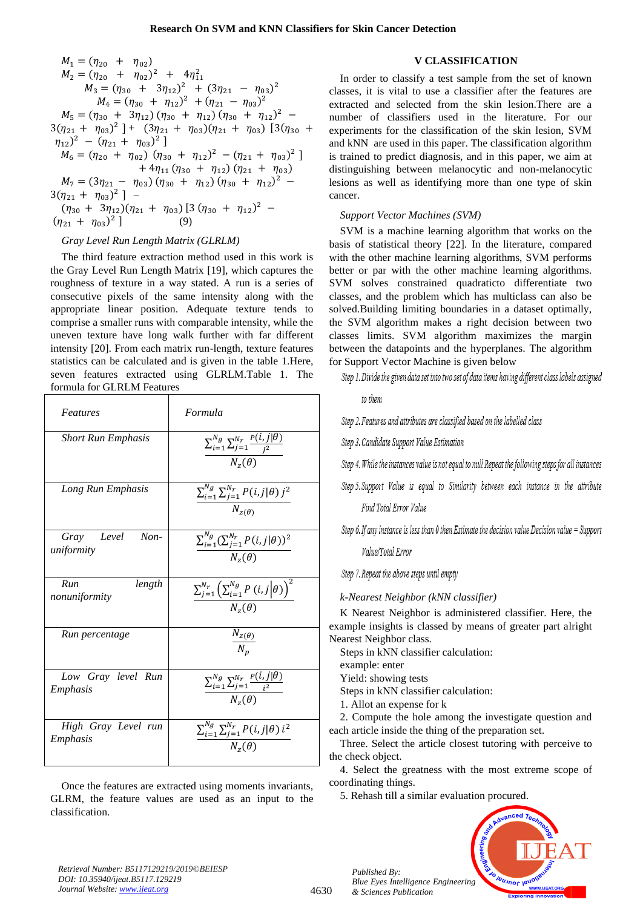$M_1 = (\eta_{20} + \eta_{02})$

$M_2 = (\eta_{20} + \eta_{02})^2 + 4\eta_{11}^2$

$M_3 = (\eta_{30} + 3\eta_{12})^2 + (3\eta_{21} - \eta_{03})^2$

$M_4 = (\eta_{30} + \eta_{12})^2 + (\eta_{21} - \eta_{03})^2$

$M_5 = (\eta_{30} + 3\eta_{12})(\eta_{30} + \eta_{12})(\eta_{30} + \eta_{12})^2 - 3(\eta_{21} + \eta_{03})^2] + (3\eta_{21} + \eta_{03})(\eta_{21} + \eta_{03})[3(\eta_{30} + \eta_{12})^2 - (\eta_{21} + \eta_{03})^2]$

$M_6 = (\eta_{20} + \eta_{02})(\eta_{30} + \eta_{12})^2 - (\eta_{21} + \eta_{03})^2] + 4\eta_{11}(\eta_{30} + \eta_{12})(\eta_{21} + \eta_{03})$

$M_7 = (3\eta_{21} - \eta_{03})(\eta_{30} + \eta_{12})(\eta_{30} + \eta_{12})^2 - 3(\eta_{21} + \eta_{03})^2] - (\eta_{30} + 3\eta_{12})(\eta_{21} + \eta_{03})[3(\eta_{30} + \eta_{12})^2 - (\eta_{21} + \eta_{03})^2]$ (9)

*Gray Level Run Length Matrix (GLRLM)*

The third feature extraction method used in this work is the Gray Level Run Length Matrix [19], which captures the roughness of texture in a way stated. A run is a series of consecutive pixels of the same intensity along with the appropriate linear position. Adequate texture tends to comprise a smaller runs with comparable intensity, while the uneven texture have long walk further with far different intensity [20]. From each matrix run-length, texture features statistics can be calculated and is given in the table 1.Here, seven features extracted using GLRLM.Table 1. The formula for GLRLM Features

| *Features* | *Formula* |
|---|---|
| *Short Run Emphasis* | $\dfrac{\sum_{i=1}^{N_g}\sum_{j=1}^{N_r}\frac{P(i,j\mid\theta)}{j^2}}{N_z(\theta)}$ |
| *Long Run Emphasis* | $\dfrac{\sum_{i=1}^{N_g}\sum_{j=1}^{N_r}P(i,j\mid\theta)\,j^2}{N_{z(\theta)}}$ |
| *Gray Level Non-uniformity* | $\dfrac{\sum_{i=1}^{N_g}(\sum_{j=1}^{N_r}P(i,j\mid\theta))^2}{N_z(\theta)}$ |
| *Run length nonuniformity* | $\dfrac{\sum_{j=1}^{N_r}\left(\sum_{i=1}^{N_g}P(i,j\mid\theta)\right)^2}{N_z(\theta)}$ |
| *Run percentage* | $\dfrac{N_{z(\theta)}}{N_p}$ |
| *Low Gray level Run Emphasis* | $\dfrac{\sum_{i=1}^{N_g}\sum_{j=1}^{N_r}\frac{P(i,j\mid\theta)}{i^2}}{N_z(\theta)}$ |
| *High Gray Level run Emphasis* | $\dfrac{\sum_{i=1}^{N_g}\sum_{j=1}^{N_r}P(i,j\mid\theta)\,i^2}{N_z(\theta)}$ |

Once the features are extracted using moments invariants, GLRM, the feature values are used as an input to the classification.

## V CLASSIFICATION

In order to classify a test sample from the set of known classes, it is vital to use a classifier after the features are extracted and selected from the skin lesion.There are a number of classifiers used in the literature. For our experiments for the classification of the skin lesion, SVM and kNN are used in this paper. The classification algorithm is trained to predict diagnosis, and in this paper, we aim at distinguishing between melanocytic and non-melanocytic lesions as well as identifying more than one type of skin cancer.

*Support Vector Machines (SVM)*

SVM is a machine learning algorithm that works on the basis of statistical theory [22]. In the literature, compared with the other machine learning algorithms, SVM performs better or par with the other machine learning algorithms. SVM solves constrained quadraticto differentiate two classes, and the problem which has multiclass can also be solved.Building limiting boundaries in a dataset optimally, the SVM algorithm makes a right decision between two classes limits. SVM algorithm maximizes the margin between the datapoints and the hyperplanes. The algorithm for Support Vector Machine is given below

*Step 1. Divide the given data set into two set of data items having different class labels assigned to them*

*Step 2. Features and attributes are classified based on the labelled class*

*Step 3. Candidate Support Value Estimation*

*Step 4. While the instances value is not equal to null Repeat the following steps for all instances*

*Step 5. Support Value is equal to Similarity between each instance in the attribute Find Total Error Value*

*Step 6. If any instance is less than 0 then Estimate the decision value Decision value = Support Value/Total Error*

*Step 7. Repeat the above steps until empty*

*k-Nearest Neighbor (kNN classifier)*

K Nearest Neighbor is administered classifier. Here, the example insights is classed by means of greater part alright Nearest Neighbor class.

Steps in kNN classifier calculation:

example: enter

Yield: showing tests

Steps in kNN classifier calculation:

1. Allot an expense for k
2. Compute the hole among the investigate question and each article inside the thing of the preparation set.

Three. Select the article closest tutoring with perceive to the check object.

4. Select the greatness with the most extreme scope of coordinating things.
5. Rehash till a similar evaluation procured.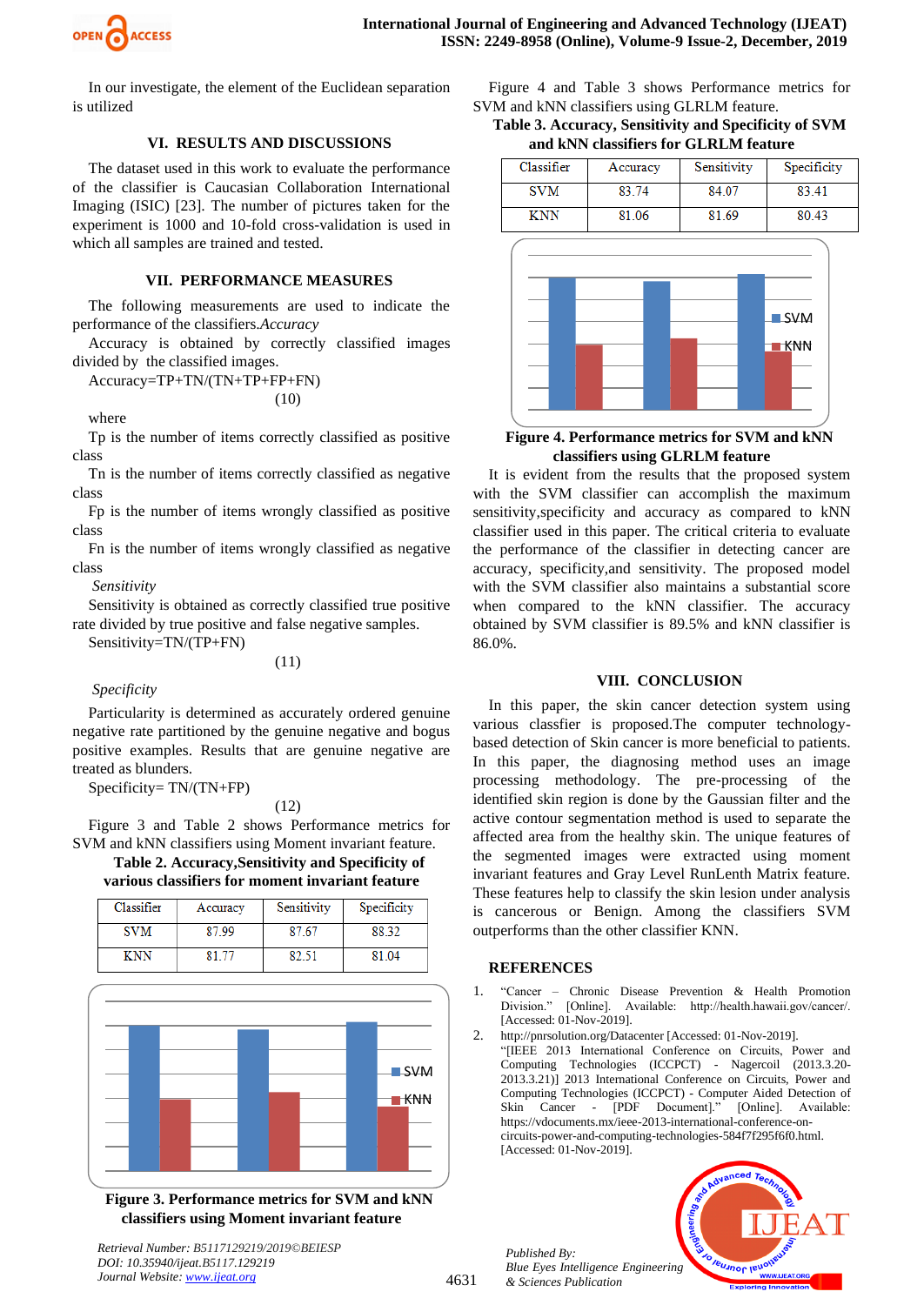In our investigate, the element of the Euclidean separation is utilized

## VI. RESULTS AND DISCUSSIONS

The dataset used in this work to evaluate the performance of the classifier is Caucasian Collaboration International Imaging (ISIC) [23]. The number of pictures taken for the experiment is 1000 and 10-fold cross-validation is used in which all samples are trained and tested.

## VII. PERFORMANCE MEASURES

The following measurements are used to indicate the performance of the classifiers.*Accuracy*

Accuracy is obtained by correctly classified images divided by the classified images.

Accuracy=TP+TN/(TN+TP+FP+FN) (10)

where

Tp is the number of items correctly classified as positive class

Tn is the number of items correctly classified as negative class

Fp is the number of items wrongly classified as positive class

Fn is the number of items wrongly classified as negative class

*Sensitivity*

Sensitivity is obtained as correctly classified true positive rate divided by true positive and false negative samples.

Sensitivity=TN/(TP+FN) (11)

*Specificity*

Particularity is determined as accurately ordered genuine negative rate partitioned by the genuine negative and bogus positive examples. Results that are genuine negative are treated as blunders.

Specificity= TN/(TN+FP) (12)

Figure 3 and Table 2 shows Performance metrics for SVM and kNN classifiers using Moment invariant feature.

**Table 2. Accuracy,Sensitivity and Specificity of various classifiers for moment invariant feature**

| Classifier | Accuracy | Sensitivity | Specificity |
|---|---|---|---|
| SVM | 87.99 | 87.67 | 88.32 |
| KNN | 81.77 | 82.51 | 81.04 |

**Figure 3. Performance metrics for SVM and kNN classifiers using Moment invariant feature**

Figure 4 and Table 3 shows Performance metrics for SVM and kNN classifiers using GLRLM feature.

**Table 3. Accuracy, Sensitivity and Specificity of SVM and kNN classifiers for GLRLM feature**

| Classifier | Accuracy | Sensitivity | Specificity |
|---|---|---|---|
| SVM | 83.74 | 84.07 | 83.41 |
| KNN | 81.06 | 81.69 | 80.43 |

**Figure 4. Performance metrics for SVM and kNN classifiers using GLRLM feature**

It is evident from the results that the proposed system with the SVM classifier can accomplish the maximum sensitivity,specificity and accuracy as compared to kNN classifier used in this paper. The critical criteria to evaluate the performance of the classifier in detecting cancer are accuracy, specificity,and sensitivity. The proposed model with the SVM classifier also maintains a substantial score when compared to the kNN classifier. The accuracy obtained by SVM classifier is 89.5% and kNN classifier is 86.0%.

## VIII. CONCLUSION

In this paper, the skin cancer detection system using various classfier is proposed.The computer technology-based detection of Skin cancer is more beneficial to patients. In this paper, the diagnosing method uses an image processing methodology. The pre-processing of the identified skin region is done by the Gaussian filter and the active contour segmentation method is used to separate the affected area from the healthy skin. The unique features of the segmented images were extracted using moment invariant features and Gray Level RunLenth Matrix feature. These features help to classify the skin lesion under analysis is cancerous or Benign. Among the classifiers SVM outperforms than the other classifier KNN.

## REFERENCES

1. "Cancer – Chronic Disease Prevention & Health Promotion Division." [Online]. Available: http://health.hawaii.gov/cancer/. [Accessed: 01-Nov-2019].
2. http://pnrsolution.org/Datacenter [Accessed: 01-Nov-2019]. "[IEEE 2013 International Conference on Circuits, Power and Computing Technologies (ICCPCT) - Nagercoil (2013.3.20-2013.3.21)] 2013 International Conference on Circuits, Power and Computing Technologies (ICCPCT) - Computer Aided Detection of Skin Cancer - [PDF Document]." [Online]. Available: https://vdocuments.mx/ieee-2013-international-conference-on-circuits-power-and-computing-technologies-584f7f295f6f0.html. [Accessed: 01-Nov-2019].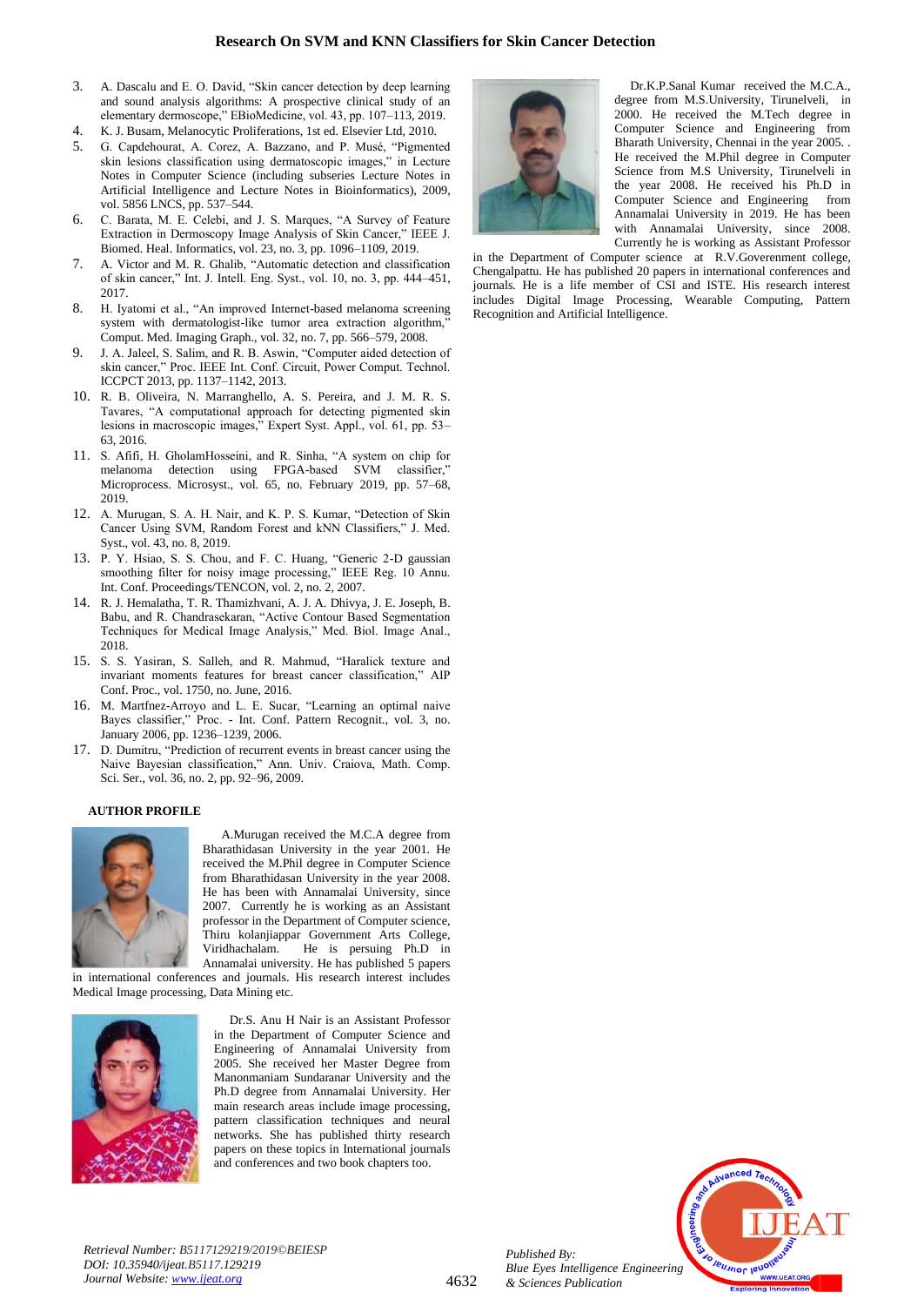3. A. Dascalu and E. O. David, "Skin cancer detection by deep learning and sound analysis algorithms: A prospective clinical study of an elementary dermoscope," EBioMedicine, vol. 43, pp. 107–113, 2019.
4. K. J. Busam, Melanocytic Proliferations, 1st ed. Elsevier Ltd, 2010.
5. G. Capdehourat, A. Corez, A. Bazzano, and P. Musé, "Pigmented skin lesions classification using dermatoscopic images," in Lecture Notes in Computer Science (including subseries Lecture Notes in Artificial Intelligence and Lecture Notes in Bioinformatics), 2009, vol. 5856 LNCS, pp. 537–544.
6. C. Barata, M. E. Celebi, and J. S. Marques, "A Survey of Feature Extraction in Dermoscopy Image Analysis of Skin Cancer," IEEE J. Biomed. Heal. Informatics, vol. 23, no. 3, pp. 1096–1109, 2019.
7. A. Victor and M. R. Ghalib, "Automatic detection and classification of skin cancer," Int. J. Intell. Eng. Syst., vol. 10, no. 3, pp. 444–451, 2017.
8. H. Iyatomi et al., "An improved Internet-based melanoma screening system with dermatologist-like tumor area extraction algorithm," Comput. Med. Imaging Graph., vol. 32, no. 7, pp. 566–579, 2008.
9. J. A. Jaleel, S. Salim, and R. B. Aswin, "Computer aided detection of skin cancer," Proc. IEEE Int. Conf. Circuit, Power Comput. Technol. ICCPCT 2013, pp. 1137–1142, 2013.
10. R. B. Oliveira, N. Marranghello, A. S. Pereira, and J. M. R. S. Tavares, "A computational approach for detecting pigmented skin lesions in macroscopic images," Expert Syst. Appl., vol. 61, pp. 53–63, 2016.
11. S. Afifi, H. GholamHosseini, and R. Sinha, "A system on chip for melanoma detection using FPGA-based SVM classifier," Microprocess. Microsyst., vol. 65, no. February 2019, pp. 57–68, 2019.
12. A. Murugan, S. A. H. Nair, and K. P. S. Kumar, "Detection of Skin Cancer Using SVM, Random Forest and kNN Classifiers," J. Med. Syst., vol. 43, no. 8, 2019.
13. P. Y. Hsiao, S. S. Chou, and F. C. Huang, "Generic 2-D gaussian smoothing filter for noisy image processing," IEEE Reg. 10 Annu. Int. Conf. Proceedings/TENCON, vol. 2, no. 2, 2007.
14. R. J. Hemalatha, T. R. Thamizhvani, A. J. A. Dhivya, J. E. Joseph, B. Babu, and R. Chandrasekaran, "Active Contour Based Segmentation Techniques for Medical Image Analysis," Med. Biol. Image Anal., 2018.
15. S. S. Yasiran, S. Salleh, and R. Mahmud, "Haralick texture and invariant moments features for breast cancer classification," AIP Conf. Proc., vol. 1750, no. June, 2016.
16. M. Martfnez-Arroyo and L. E. Sucar, "Learning an optimal naive Bayes classifier," Proc. - Int. Conf. Pattern Recognit., vol. 3, no. January 2006, pp. 1236–1239, 2006.
17. D. Dumitru, "Prediction of recurrent events in breast cancer using the Naive Bayesian classification," Ann. Univ. Craiova, Math. Comp. Sci. Ser., vol. 36, no. 2, pp. 92–96, 2009.

## AUTHOR PROFILE

A.Murugan received the M.C.A degree from Bharathidasan University in the year 2001. He received the M.Phil degree in Computer Science from Bharathidasan University in the year 2008. He has been with Annamalai University, since 2007. Currently he is working as an Assistant professor in the Department of Computer science, Thiru kolanjiappar Government Arts College, Viridhachalam. He is persuing Ph.D in Annamalai university. He has published 5 papers in international conferences and journals. His research interest includes Medical Image processing, Data Mining etc.

Dr.S. Anu H Nair is an Assistant Professor in the Department of Computer Science and Engineering of Annamalai University from 2005. She received her Master Degree from Manonmaniam Sundaranar University and the Ph.D degree from Annamalai University. Her main research areas include image processing, pattern classification techniques and neural networks. She has published thirty research papers on these topics in International journals and conferences and two book chapters too.

Dr.K.P.Sanal Kumar received the M.C.A., degree from M.S.University, Tirunelveli, in 2000. He received the M.Tech degree in Computer Science and Engineering from Bharath University, Chennai in the year 2005. . He received the M.Phil degree in Computer Science from M.S University, Tirunelveli in the year 2008. He received his Ph.D in Computer Science and Engineering from Annamalai University in 2019. He has been with Annamalai University, since 2008. Currently he is working as Assistant Professor in the Department of Computer science at R.V.Governement college, Chengalpattu. He has published 20 papers in international conferences and journals. He is a life member of CSI and ISTE. His research interest includes Digital Image Processing, Wearable Computing, Pattern Recognition and Artificial Intelligence.